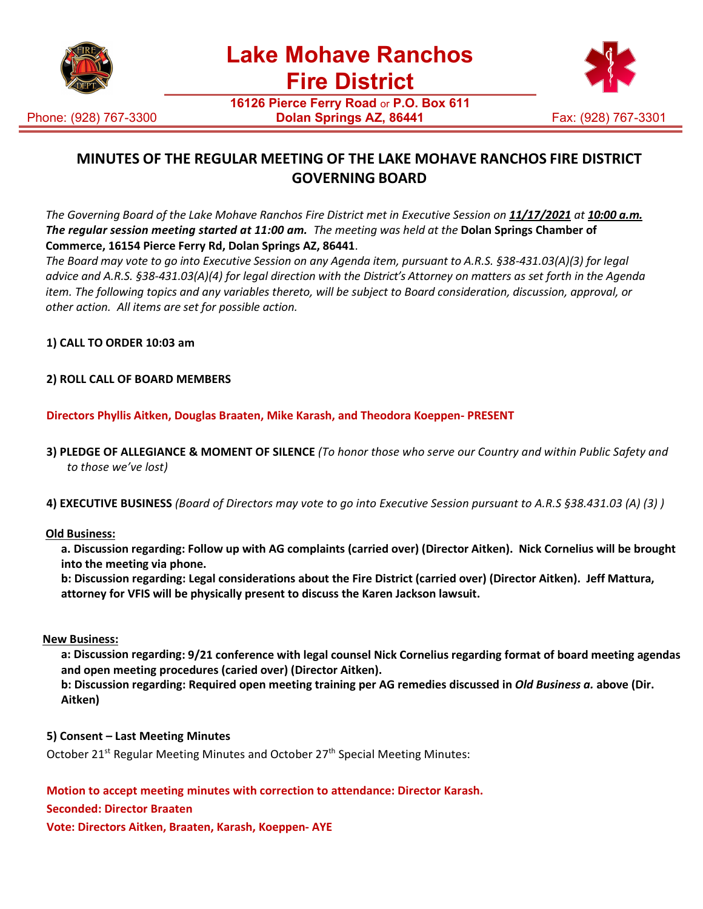# Lake Mohave Ranchos Fire District

**16126 Pierce Ferry Road** or **P.O. Box 611**
**Dolan Springs AZ, 86441**

Phone: (928) 767-3300 | Fax: (928) 767-3301

## MINUTES OF THE REGULAR MEETING OF THE LAKE MOHAVE RANCHOS FIRE DISTRICT GOVERNING BOARD

*The Governing Board of the Lake Mohave Ranchos Fire District met in Executive Session on* ***11/17/2021*** *at* ***10:00 a.m.*** ***The regular session meeting started at 11:00 am.*** *The meeting was held at the* **Dolan Springs Chamber of Commerce, 16154 Pierce Ferry Rd, Dolan Springs AZ, 86441**.

*The Board may vote to go into Executive Session on any Agenda item, pursuant to A.R.S. §38-431.03(A)(3) for legal advice and A.R.S. §38-431.03(A)(4) for legal direction with the District's Attorney on matters as set forth in the Agenda item. The following topics and any variables thereto, will be subject to Board consideration, discussion, approval, or other action. All items are set for possible action.*

**1) CALL TO ORDER 10:03 am**

**2) ROLL CALL OF BOARD MEMBERS**

**Directors Phyllis Aitken, Douglas Braaten, Mike Karash, and Theodora Koeppen- PRESENT**

**3) PLEDGE OF ALLEGIANCE & MOMENT OF SILENCE** *(To honor those who serve our Country and within Public Safety and to those we've lost)*

**4) EXECUTIVE BUSINESS** *(Board of Directors may vote to go into Executive Session pursuant to A.R.S §38.431.03 (A) (3) )*

**Old Business:**

**a. Discussion regarding: Follow up with AG complaints (carried over) (Director Aitken). Nick Cornelius will be brought into the meeting via phone.**

**b: Discussion regarding: Legal considerations about the Fire District (carried over) (Director Aitken). Jeff Mattura, attorney for VFIS will be physically present to discuss the Karen Jackson lawsuit.**

**New Business:**

**a: Discussion regarding: 9/21 conference with legal counsel Nick Cornelius regarding format of board meeting agendas and open meeting procedures (caried over) (Director Aitken).**

**b: Discussion regarding: Required open meeting training per AG remedies discussed in *Old Business a.* above (Dir. Aitken)**

**5) Consent – Last Meeting Minutes**

October 21st Regular Meeting Minutes and October 27th Special Meeting Minutes:

**Motion to accept meeting minutes with correction to attendance: Director Karash.**

**Seconded: Director Braaten**

**Vote: Directors Aitken, Braaten, Karash, Koeppen- AYE**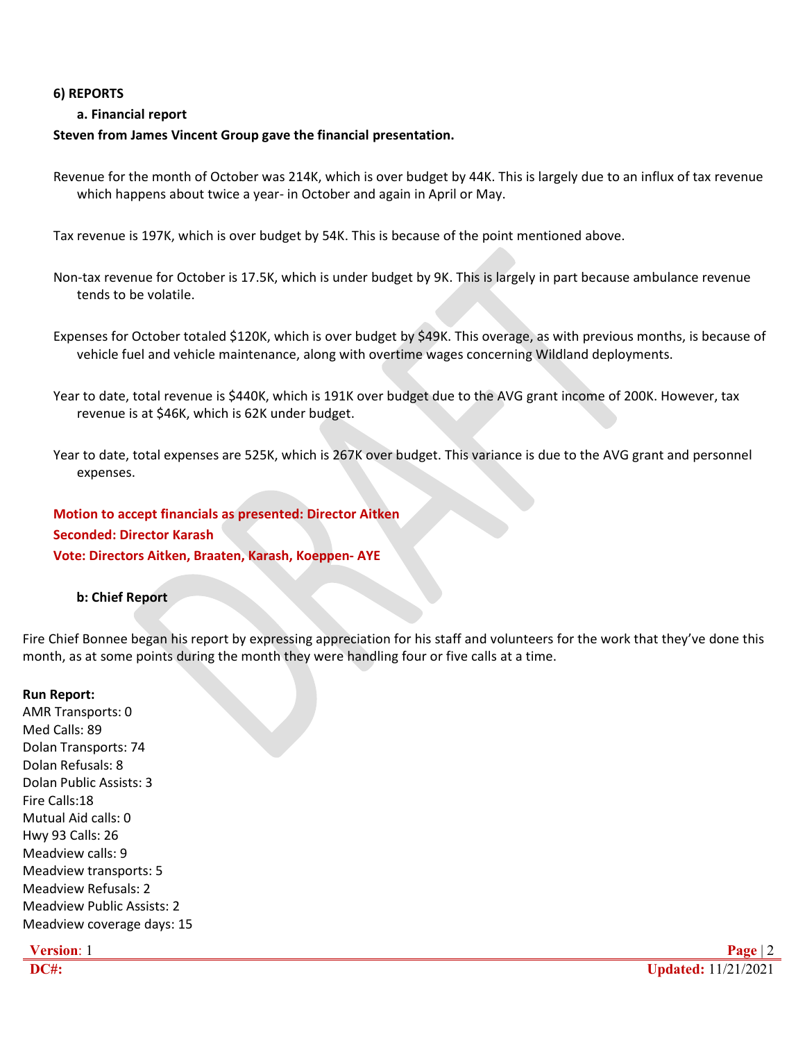### 6) REPORTS

#### a. Financial report

**Steven from James Vincent Group gave the financial presentation.**

Revenue for the month of October was 214K, which is over budget by 44K. This is largely due to an influx of tax revenue which happens about twice a year- in October and again in April or May.

Tax revenue is 197K, which is over budget by 54K. This is because of the point mentioned above.

Non-tax revenue for October is 17.5K, which is under budget by 9K. This is largely in part because ambulance revenue tends to be volatile.

Expenses for October totaled $120K, which is over budget by $49K. This overage, as with previous months, is because of vehicle fuel and vehicle maintenance, along with overtime wages concerning Wildland deployments.

Year to date, total revenue is $440K, which is 191K over budget due to the AVG grant income of 200K. However, tax revenue is at $46K, which is 62K under budget.

Year to date, total expenses are 525K, which is 267K over budget. This variance is due to the AVG grant and personnel expenses.

**Motion to accept financials as presented: Director Aitken**
**Seconded: Director Karash**
**Vote: Directors Aitken, Braaten, Karash, Koeppen- AYE**

#### b: Chief Report

Fire Chief Bonnee began his report by expressing appreciation for his staff and volunteers for the work that they've done this month, as at some points during the month they were handling four or five calls at a time.

**Run Report:**
AMR Transports: 0
Med Calls: 89
Dolan Transports: 74
Dolan Refusals: 8
Dolan Public Assists: 3
Fire Calls:18
Mutual Aid calls: 0
Hwy 93 Calls: 26
Meadview calls: 9
Meadview transports: 5
Meadview Refusals: 2
Meadview Public Assists: 2
Meadview coverage days: 15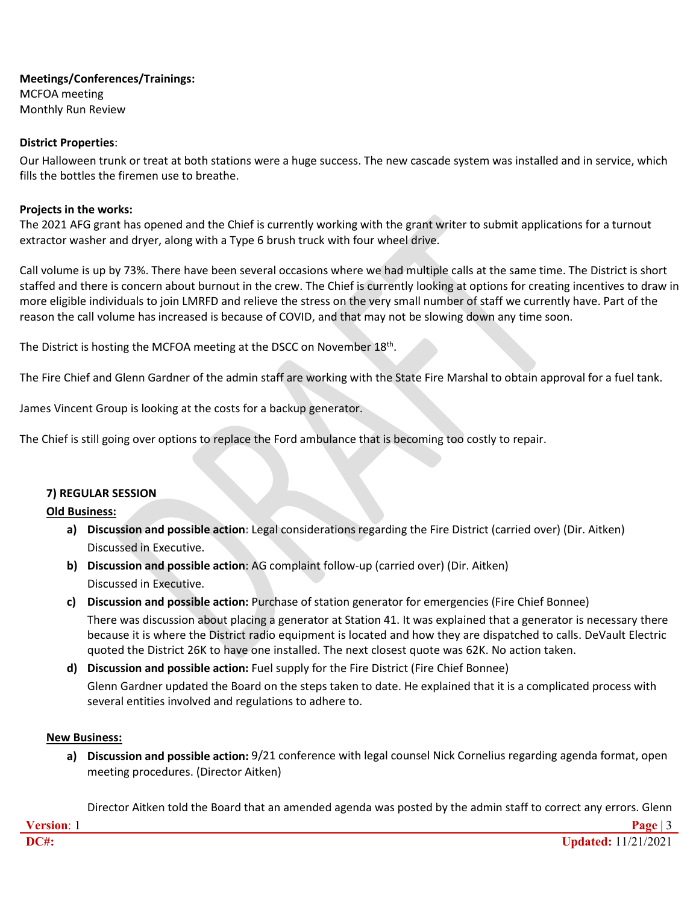**Meetings/Conferences/Trainings:**
MCFOA meeting
Monthly Run Review

**District Properties**:

Our Halloween trunk or treat at both stations were a huge success. The new cascade system was installed and in service, which fills the bottles the firemen use to breathe.

**Projects in the works:**

The 2021 AFG grant has opened and the Chief is currently working with the grant writer to submit applications for a turnout extractor washer and dryer, along with a Type 6 brush truck with four wheel drive.

Call volume is up by 73%. There have been several occasions where we had multiple calls at the same time. The District is short staffed and there is concern about burnout in the crew. The Chief is currently looking at options for creating incentives to draw in more eligible individuals to join LMRFD and relieve the stress on the very small number of staff we currently have. Part of the reason the call volume has increased is because of COVID, and that may not be slowing down any time soon.

The District is hosting the MCFOA meeting at the DSCC on November 18th.

The Fire Chief and Glenn Gardner of the admin staff are working with the State Fire Marshal to obtain approval for a fuel tank.

James Vincent Group is looking at the costs for a backup generator.

The Chief is still going over options to replace the Ford ambulance that is becoming too costly to repair.

**7) REGULAR SESSION**

**Old Business:**

a) **Discussion and possible action:** Legal considerations regarding the Fire District (carried over) (Dir. Aitken)
   Discussed in Executive.
b) **Discussion and possible action**: AG complaint follow-up (carried over) (Dir. Aitken)
   Discussed in Executive.
c) **Discussion and possible action:** Purchase of station generator for emergencies (Fire Chief Bonnee)
   There was discussion about placing a generator at Station 41. It was explained that a generator is necessary there because it is where the District radio equipment is located and how they are dispatched to calls. DeVault Electric quoted the District 26K to have one installed. The next closest quote was 62K. No action taken.
d) **Discussion and possible action:** Fuel supply for the Fire District (Fire Chief Bonnee)
   Glenn Gardner updated the Board on the steps taken to date. He explained that it is a complicated process with several entities involved and regulations to adhere to.

**New Business:**

a) **Discussion and possible action:** 9/21 conference with legal counsel Nick Cornelius regarding agenda format, open meeting procedures. (Director Aitken)

   Director Aitken told the Board that an amended agenda was posted by the admin staff to correct any errors. Glenn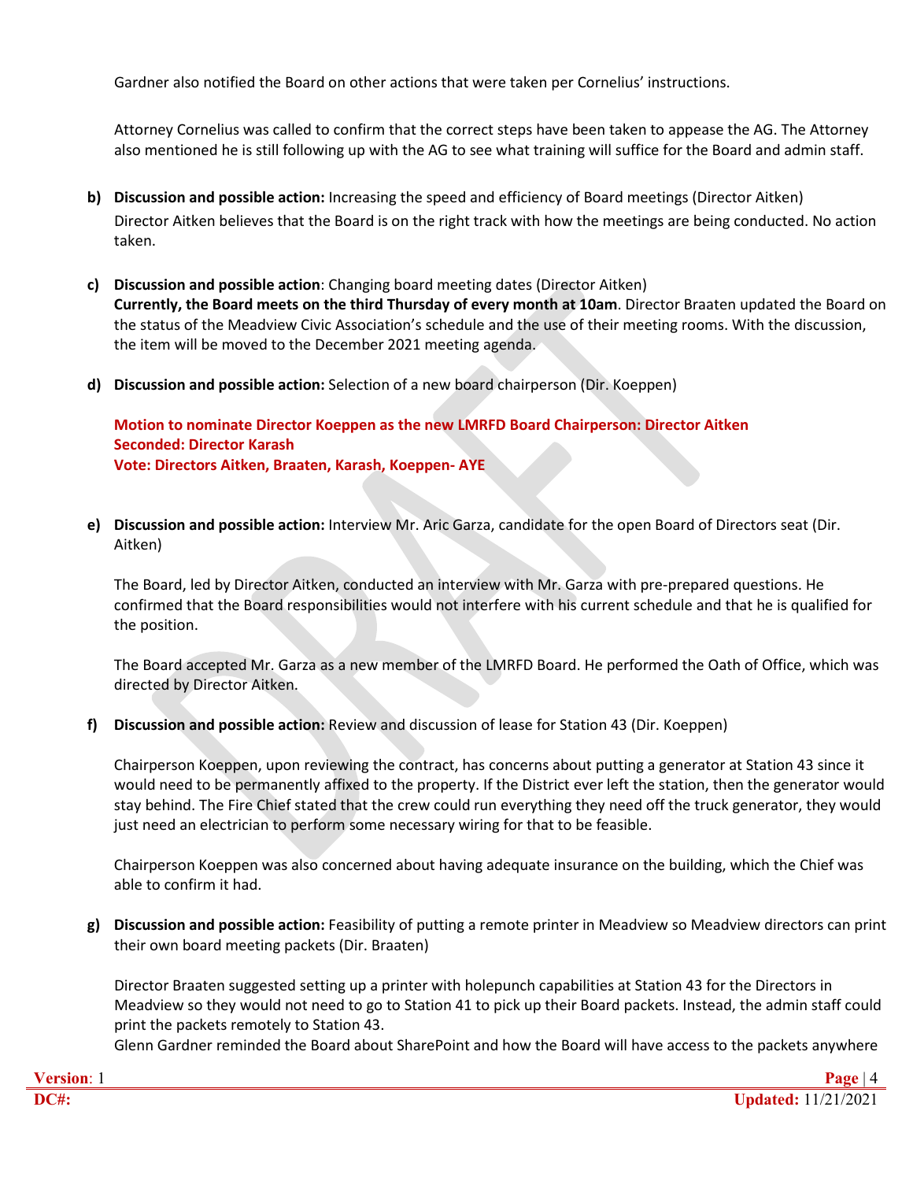Gardner also notified the Board on other actions that were taken per Cornelius' instructions.

Attorney Cornelius was called to confirm that the correct steps have been taken to appease the AG. The Attorney also mentioned he is still following up with the AG to see what training will suffice for the Board and admin staff.

**b) Discussion and possible action:** Increasing the speed and efficiency of Board meetings (Director Aitken)
Director Aitken believes that the Board is on the right track with how the meetings are being conducted. No action taken.

**c) Discussion and possible action**: Changing board meeting dates (Director Aitken)
**Currently, the Board meets on the third Thursday of every month at 10am**. Director Braaten updated the Board on the status of the Meadview Civic Association's schedule and the use of their meeting rooms. With the discussion, the item will be moved to the December 2021 meeting agenda.

**d) Discussion and possible action:** Selection of a new board chairperson (Dir. Koeppen)

**Motion to nominate Director Koeppen as the new LMRFD Board Chairperson: Director Aitken**
**Seconded: Director Karash**
**Vote: Directors Aitken, Braaten, Karash, Koeppen- AYE**

**e) Discussion and possible action:** Interview Mr. Aric Garza, candidate for the open Board of Directors seat (Dir. Aitken)

The Board, led by Director Aitken, conducted an interview with Mr. Garza with pre-prepared questions. He confirmed that the Board responsibilities would not interfere with his current schedule and that he is qualified for the position.

The Board accepted Mr. Garza as a new member of the LMRFD Board. He performed the Oath of Office, which was directed by Director Aitken.

**f) Discussion and possible action:** Review and discussion of lease for Station 43 (Dir. Koeppen)

Chairperson Koeppen, upon reviewing the contract, has concerns about putting a generator at Station 43 since it would need to be permanently affixed to the property. If the District ever left the station, then the generator would stay behind. The Fire Chief stated that the crew could run everything they need off the truck generator, they would just need an electrician to perform some necessary wiring for that to be feasible.

Chairperson Koeppen was also concerned about having adequate insurance on the building, which the Chief was able to confirm it had.

**g) Discussion and possible action:** Feasibility of putting a remote printer in Meadview so Meadview directors can print their own board meeting packets (Dir. Braaten)

Director Braaten suggested setting up a printer with holepunch capabilities at Station 43 for the Directors in Meadview so they would not need to go to Station 41 to pick up their Board packets. Instead, the admin staff could print the packets remotely to Station 43.
Glenn Gardner reminded the Board about SharePoint and how the Board will have access to the packets anywhere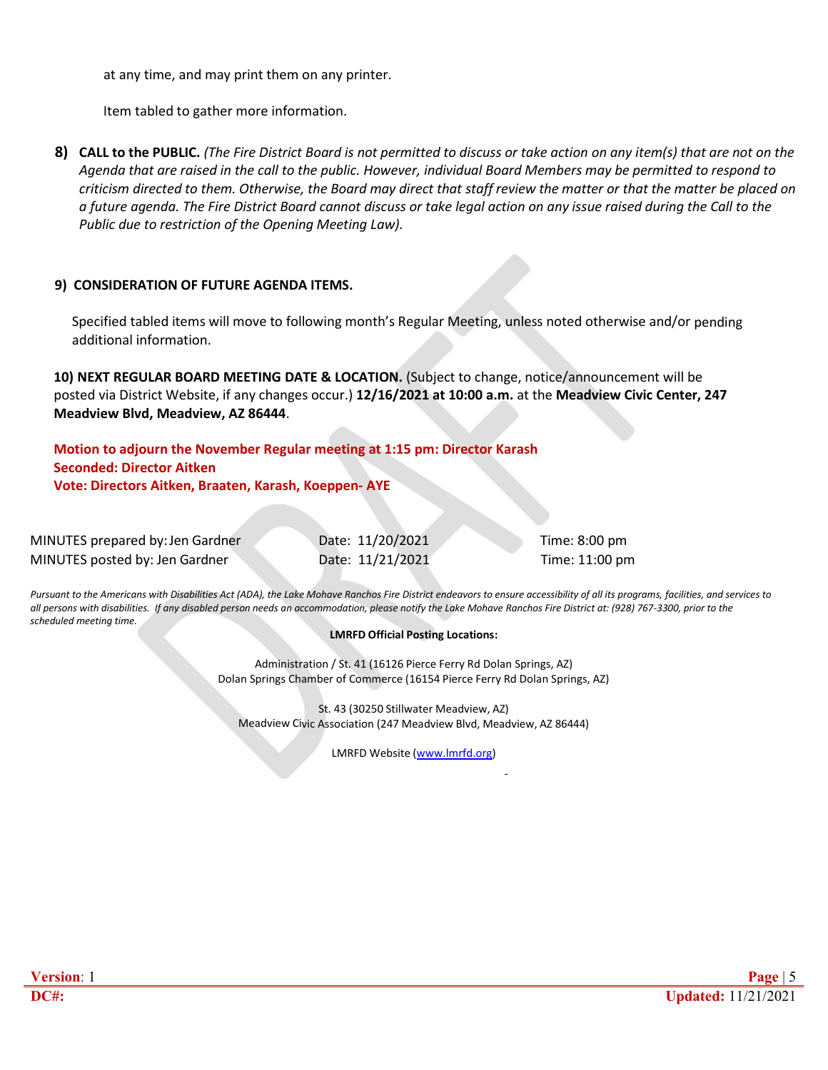at any time, and may print them on any printer.

Item tabled to gather more information.

**8) CALL to the PUBLIC.** *(The Fire District Board is not permitted to discuss or take action on any item(s) that are not on the Agenda that are raised in the call to the public. However, individual Board Members may be permitted to respond to criticism directed to them. Otherwise, the Board may direct that staff review the matter or that the matter be placed on a future agenda. The Fire District Board cannot discuss or take legal action on any issue raised during the Call to the Public due to restriction of the Opening Meeting Law).*

**9) CONSIDERATION OF FUTURE AGENDA ITEMS.**

Specified tabled items will move to following month's Regular Meeting, unless noted otherwise and/or pending additional information.

**10) NEXT REGULAR BOARD MEETING DATE & LOCATION.** (Subject to change, notice/announcement will be posted via District Website, if any changes occur.) **12/16/2021 at 10:00 a.m.** at the **Meadview Civic Center, 247 Meadview Blvd, Meadview, AZ 86444**.

**Motion to adjourn the November Regular meeting at 1:15 pm: Director Karash**
**Seconded: Director Aitken**
**Vote: Directors Aitken, Braaten, Karash, Koeppen- AYE**

| | | |
|---|---|---|
| MINUTES prepared by: Jen Gardner | Date: 11/20/2021 | Time: 8:00 pm |
| MINUTES posted by: Jen Gardner | Date: 11/21/2021 | Time: 11:00 pm |

*Pursuant to the Americans with Disabilities Act (ADA), the Lake Mohave Ranchos Fire District endeavors to ensure accessibility of all its programs, facilities, and services to all persons with disabilities. If any disabled person needs an accommodation, please notify the Lake Mohave Ranchos Fire District at: (928) 767-3300, prior to the scheduled meeting time.*

**LMRFD Official Posting Locations:**

Administration / St. 41 (16126 Pierce Ferry Rd Dolan Springs, AZ)
Dolan Springs Chamber of Commerce (16154 Pierce Ferry Rd Dolan Springs, AZ)

St. 43 (30250 Stillwater Meadview, AZ)
Meadview Civic Association (247 Meadview Blvd, Meadview, AZ 86444)

LMRFD Website (www.lmrfd.org)

**Version**: 1
**DC#:**
**Updated:** 11/21/2021